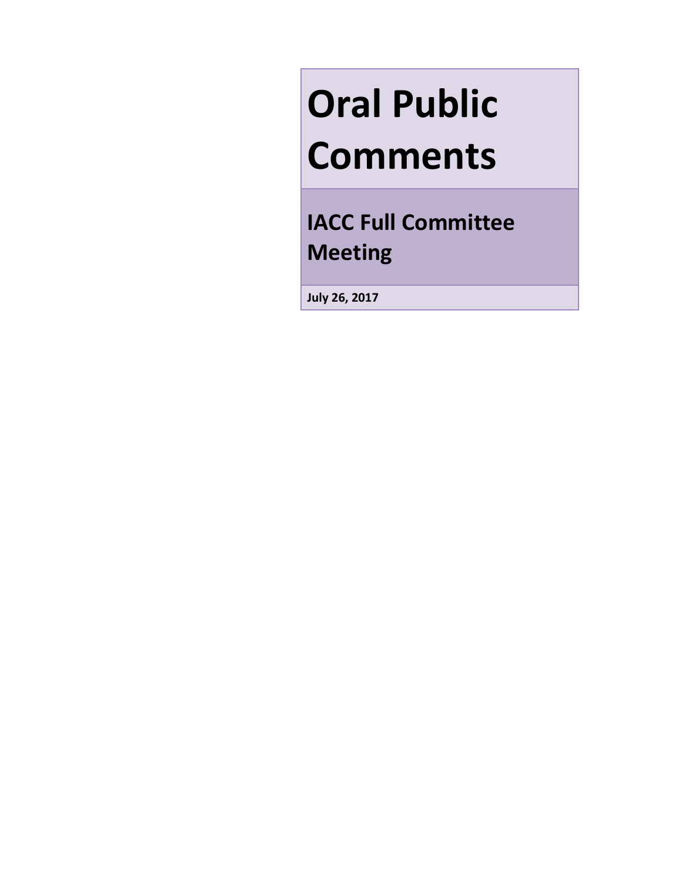# Oral Public Comments

## IACC Full Committee Meeting

**July 26, 2017**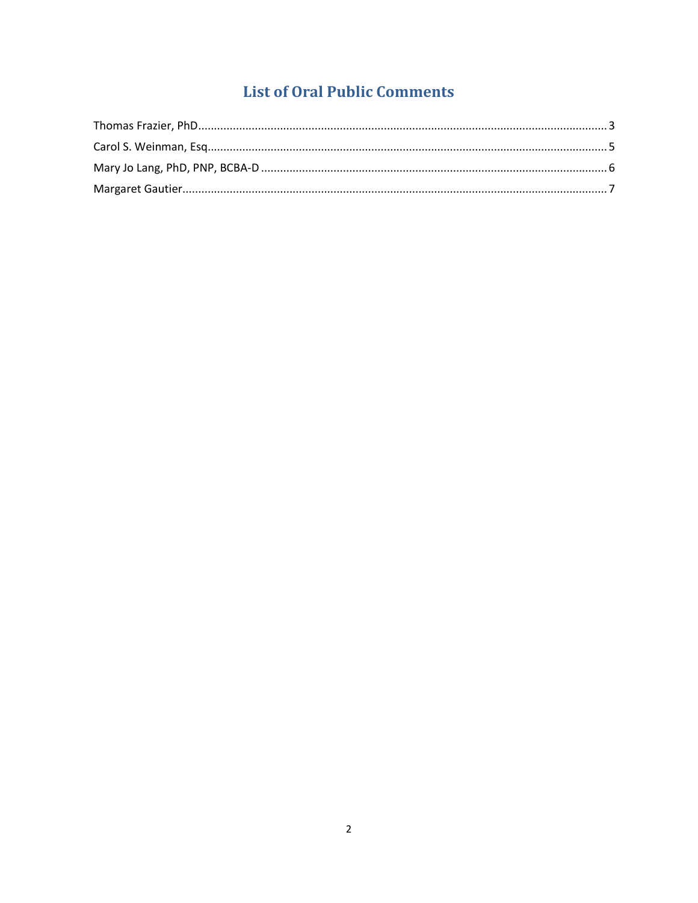# List of Oral Public Comments

Thomas Frazier, PhD ..... 3

Carol S. Weinman, Esq ..... 5

Mary Jo Lang, PhD, PNP, BCBA-D ..... 6

Margaret Gautier ..... 7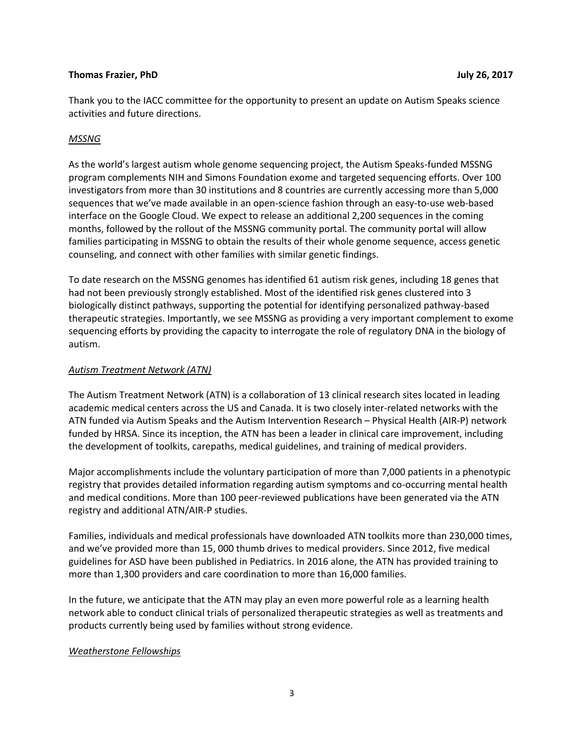**Thomas Frazier, PhD** **July 26, 2017**

Thank you to the IACC committee for the opportunity to present an update on Autism Speaks science activities and future directions.

*MSSNG*

As the world's largest autism whole genome sequencing project, the Autism Speaks-funded MSSNG program complements NIH and Simons Foundation exome and targeted sequencing efforts. Over 100 investigators from more than 30 institutions and 8 countries are currently accessing more than 5,000 sequences that we've made available in an open-science fashion through an easy-to-use web-based interface on the Google Cloud. We expect to release an additional 2,200 sequences in the coming months, followed by the rollout of the MSSNG community portal. The community portal will allow families participating in MSSNG to obtain the results of their whole genome sequence, access genetic counseling, and connect with other families with similar genetic findings.

To date research on the MSSNG genomes has identified 61 autism risk genes, including 18 genes that had not been previously strongly established. Most of the identified risk genes clustered into 3 biologically distinct pathways, supporting the potential for identifying personalized pathway-based therapeutic strategies. Importantly, we see MSSNG as providing a very important complement to exome sequencing efforts by providing the capacity to interrogate the role of regulatory DNA in the biology of autism.

*Autism Treatment Network (ATN)*

The Autism Treatment Network (ATN) is a collaboration of 13 clinical research sites located in leading academic medical centers across the US and Canada. It is two closely inter-related networks with the ATN funded via Autism Speaks and the Autism Intervention Research – Physical Health (AIR-P) network funded by HRSA. Since its inception, the ATN has been a leader in clinical care improvement, including the development of toolkits, carepaths, medical guidelines, and training of medical providers.

Major accomplishments include the voluntary participation of more than 7,000 patients in a phenotypic registry that provides detailed information regarding autism symptoms and co-occurring mental health and medical conditions. More than 100 peer-reviewed publications have been generated via the ATN registry and additional ATN/AIR-P studies.

Families, individuals and medical professionals have downloaded ATN toolkits more than 230,000 times, and we've provided more than 15, 000 thumb drives to medical providers. Since 2012, five medical guidelines for ASD have been published in Pediatrics. In 2016 alone, the ATN has provided training to more than 1,300 providers and care coordination to more than 16,000 families.

In the future, we anticipate that the ATN may play an even more powerful role as a learning health network able to conduct clinical trials of personalized therapeutic strategies as well as treatments and products currently being used by families without strong evidence.

*Weatherstone Fellowships*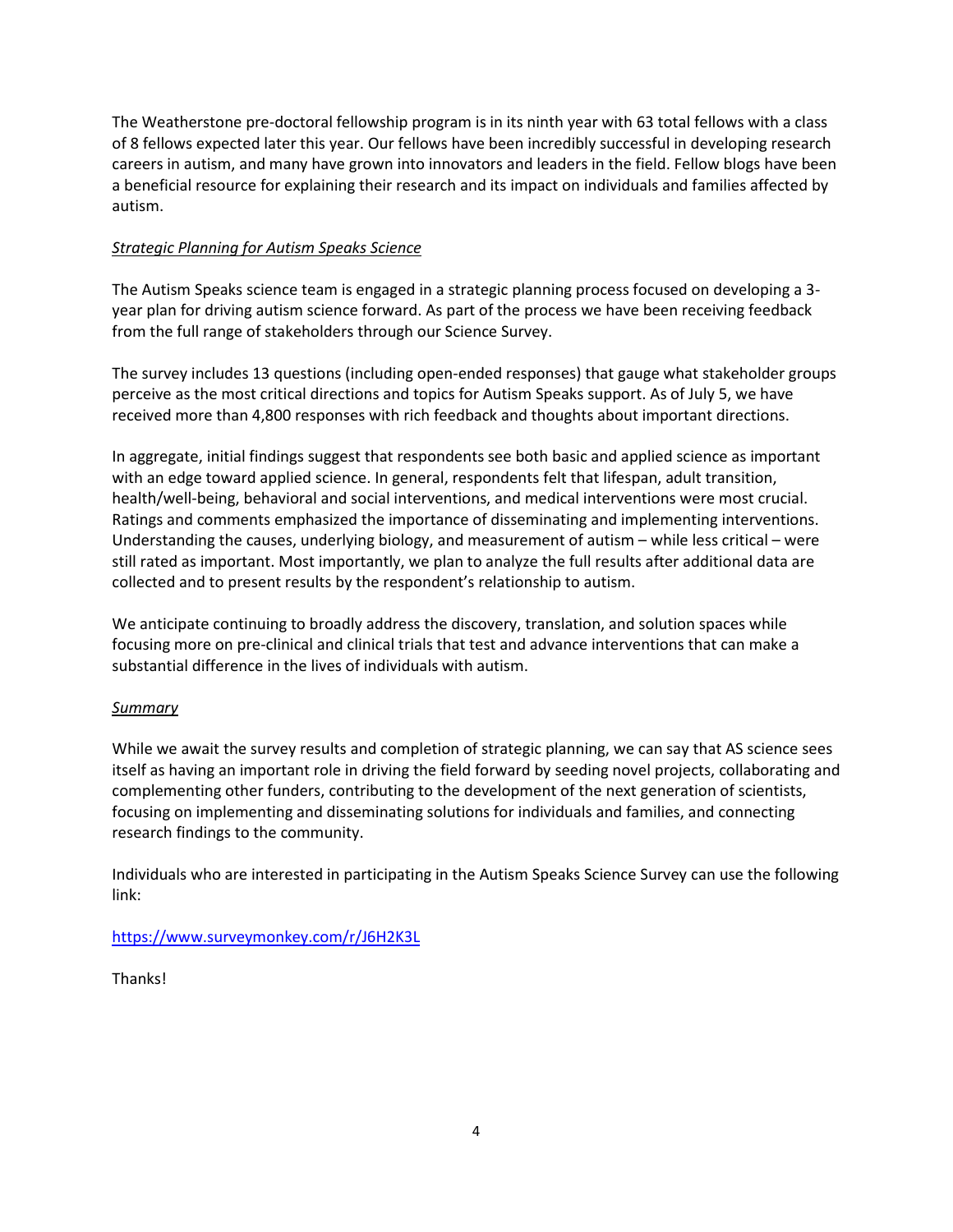The Weatherstone pre-doctoral fellowship program is in its ninth year with 63 total fellows with a class of 8 fellows expected later this year. Our fellows have been incredibly successful in developing research careers in autism, and many have grown into innovators and leaders in the field. Fellow blogs have been a beneficial resource for explaining their research and its impact on individuals and families affected by autism.

*Strategic Planning for Autism Speaks Science*

The Autism Speaks science team is engaged in a strategic planning process focused on developing a 3-year plan for driving autism science forward. As part of the process we have been receiving feedback from the full range of stakeholders through our Science Survey.

The survey includes 13 questions (including open-ended responses) that gauge what stakeholder groups perceive as the most critical directions and topics for Autism Speaks support. As of July 5, we have received more than 4,800 responses with rich feedback and thoughts about important directions.

In aggregate, initial findings suggest that respondents see both basic and applied science as important with an edge toward applied science. In general, respondents felt that lifespan, adult transition, health/well-being, behavioral and social interventions, and medical interventions were most crucial. Ratings and comments emphasized the importance of disseminating and implementing interventions. Understanding the causes, underlying biology, and measurement of autism – while less critical – were still rated as important. Most importantly, we plan to analyze the full results after additional data are collected and to present results by the respondent's relationship to autism.

We anticipate continuing to broadly address the discovery, translation, and solution spaces while focusing more on pre-clinical and clinical trials that test and advance interventions that can make a substantial difference in the lives of individuals with autism.

*Summary*

While we await the survey results and completion of strategic planning, we can say that AS science sees itself as having an important role in driving the field forward by seeding novel projects, collaborating and complementing other funders, contributing to the development of the next generation of scientists, focusing on implementing and disseminating solutions for individuals and families, and connecting research findings to the community.

Individuals who are interested in participating in the Autism Speaks Science Survey can use the following link:

https://www.surveymonkey.com/r/J6H2K3L

Thanks!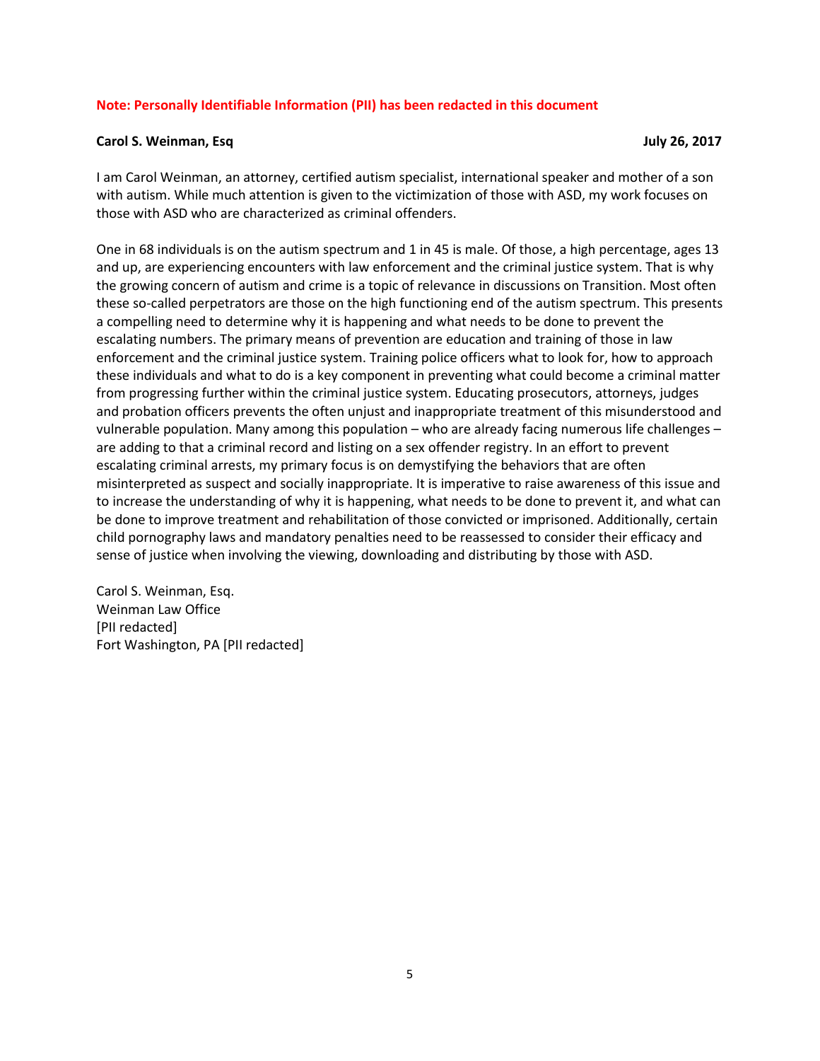**Note: Personally Identifiable Information (PII) has been redacted in this document**

**Carol S. Weinman, Esq** **July 26, 2017**

I am Carol Weinman, an attorney, certified autism specialist, international speaker and mother of a son with autism. While much attention is given to the victimization of those with ASD, my work focuses on those with ASD who are characterized as criminal offenders.

One in 68 individuals is on the autism spectrum and 1 in 45 is male. Of those, a high percentage, ages 13 and up, are experiencing encounters with law enforcement and the criminal justice system. That is why the growing concern of autism and crime is a topic of relevance in discussions on Transition. Most often these so-called perpetrators are those on the high functioning end of the autism spectrum. This presents a compelling need to determine why it is happening and what needs to be done to prevent the escalating numbers. The primary means of prevention are education and training of those in law enforcement and the criminal justice system. Training police officers what to look for, how to approach these individuals and what to do is a key component in preventing what could become a criminal matter from progressing further within the criminal justice system. Educating prosecutors, attorneys, judges and probation officers prevents the often unjust and inappropriate treatment of this misunderstood and vulnerable population. Many among this population – who are already facing numerous life challenges – are adding to that a criminal record and listing on a sex offender registry. In an effort to prevent escalating criminal arrests, my primary focus is on demystifying the behaviors that are often misinterpreted as suspect and socially inappropriate. It is imperative to raise awareness of this issue and to increase the understanding of why it is happening, what needs to be done to prevent it, and what can be done to improve treatment and rehabilitation of those convicted or imprisoned. Additionally, certain child pornography laws and mandatory penalties need to be reassessed to consider their efficacy and sense of justice when involving the viewing, downloading and distributing by those with ASD.

Carol S. Weinman, Esq.
Weinman Law Office
[PII redacted]
Fort Washington, PA [PII redacted]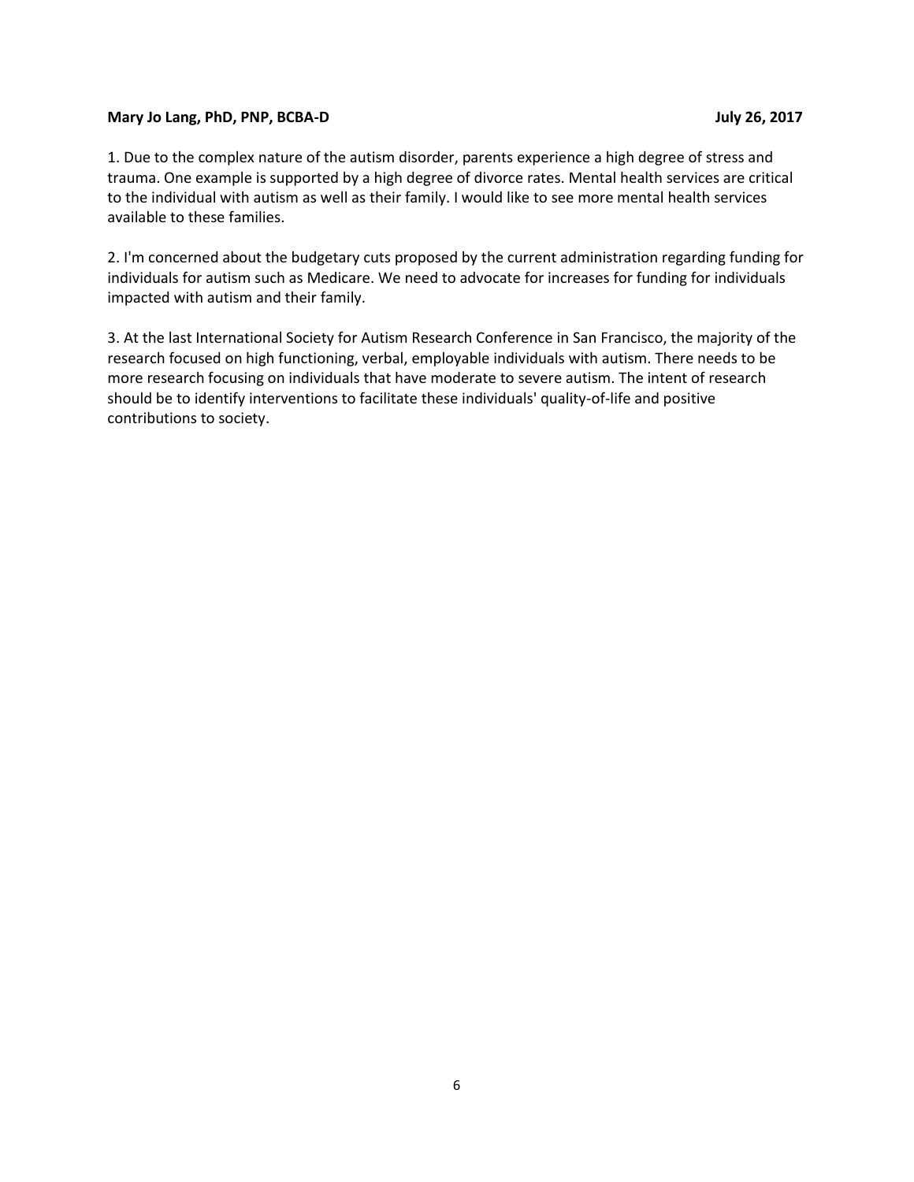**Mary Jo Lang, PhD, PNP, BCBA-D** **July 26, 2017**

1. Due to the complex nature of the autism disorder, parents experience a high degree of stress and trauma. One example is supported by a high degree of divorce rates. Mental health services are critical to the individual with autism as well as their family. I would like to see more mental health services available to these families.

2. I'm concerned about the budgetary cuts proposed by the current administration regarding funding for individuals for autism such as Medicare. We need to advocate for increases for funding for individuals impacted with autism and their family.

3. At the last International Society for Autism Research Conference in San Francisco, the majority of the research focused on high functioning, verbal, employable individuals with autism. There needs to be more research focusing on individuals that have moderate to severe autism. The intent of research should be to identify interventions to facilitate these individuals' quality-of-life and positive contributions to society.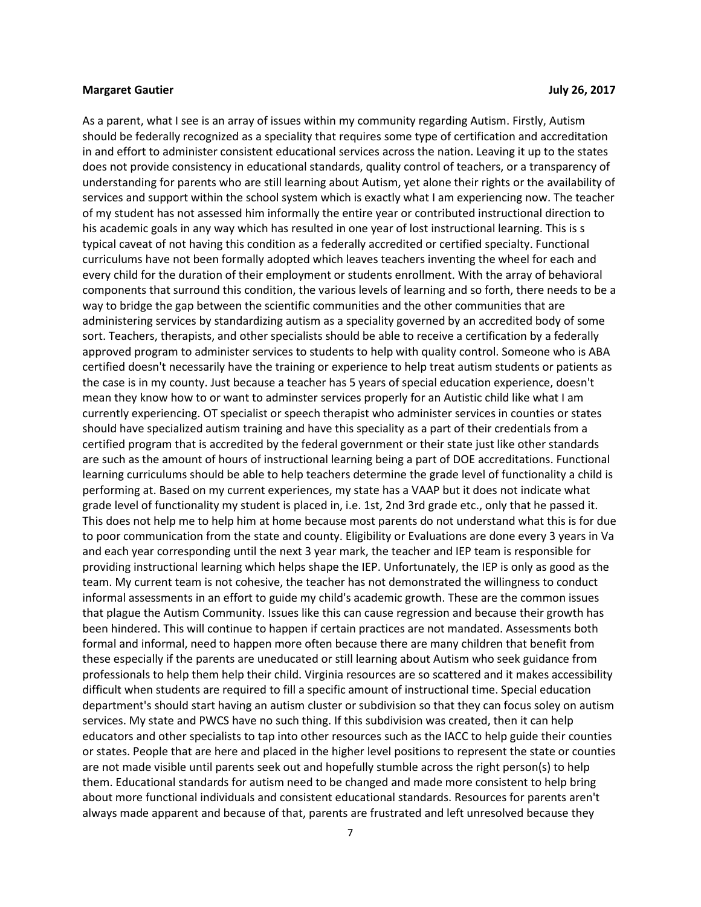**Margaret Gautier** **July 26, 2017**

As a parent, what I see is an array of issues within my community regarding Autism. Firstly, Autism should be federally recognized as a speciality that requires some type of certification and accreditation in and effort to administer consistent educational services across the nation. Leaving it up to the states does not provide consistency in educational standards, quality control of teachers, or a transparency of understanding for parents who are still learning about Autism, yet alone their rights or the availability of services and support within the school system which is exactly what I am experiencing now. The teacher of my student has not assessed him informally the entire year or contributed instructional direction to his academic goals in any way which has resulted in one year of lost instructional learning. This is s typical caveat of not having this condition as a federally accredited or certified specialty. Functional curriculums have not been formally adopted which leaves teachers inventing the wheel for each and every child for the duration of their employment or students enrollment. With the array of behavioral components that surround this condition, the various levels of learning and so forth, there needs to be a way to bridge the gap between the scientific communities and the other communities that are administering services by standardizing autism as a speciality governed by an accredited body of some sort. Teachers, therapists, and other specialists should be able to receive a certification by a federally approved program to administer services to students to help with quality control. Someone who is ABA certified doesn't necessarily have the training or experience to help treat autism students or patients as the case is in my county. Just because a teacher has 5 years of special education experience, doesn't mean they know how to or want to adminster services properly for an Autistic child like what I am currently experiencing. OT specialist or speech therapist who administer services in counties or states should have specialized autism training and have this speciality as a part of their credentials from a certified program that is accredited by the federal government or their state just like other standards are such as the amount of hours of instructional learning being a part of DOE accreditations. Functional learning curriculums should be able to help teachers determine the grade level of functionality a child is performing at. Based on my current experiences, my state has a VAAP but it does not indicate what grade level of functionality my student is placed in, i.e. 1st, 2nd 3rd grade etc., only that he passed it. This does not help me to help him at home because most parents do not understand what this is for due to poor communication from the state and county. Eligibility or Evaluations are done every 3 years in Va and each year corresponding until the next 3 year mark, the teacher and IEP team is responsible for providing instructional learning which helps shape the IEP. Unfortunately, the IEP is only as good as the team. My current team is not cohesive, the teacher has not demonstrated the willingness to conduct informal assessments in an effort to guide my child's academic growth. These are the common issues that plague the Autism Community. Issues like this can cause regression and because their growth has been hindered. This will continue to happen if certain practices are not mandated. Assessments both formal and informal, need to happen more often because there are many children that benefit from these especially if the parents are uneducated or still learning about Autism who seek guidance from professionals to help them help their child. Virginia resources are so scattered and it makes accessibility difficult when students are required to fill a specific amount of instructional time. Special education department's should start having an autism cluster or subdivision so that they can focus soley on autism services. My state and PWCS have no such thing. If this subdivision was created, then it can help educators and other specialists to tap into other resources such as the IACC to help guide their counties or states. People that are here and placed in the higher level positions to represent the state or counties are not made visible until parents seek out and hopefully stumble across the right person(s) to help them. Educational standards for autism need to be changed and made more consistent to help bring about more functional individuals and consistent educational standards. Resources for parents aren't always made apparent and because of that, parents are frustrated and left unresolved because they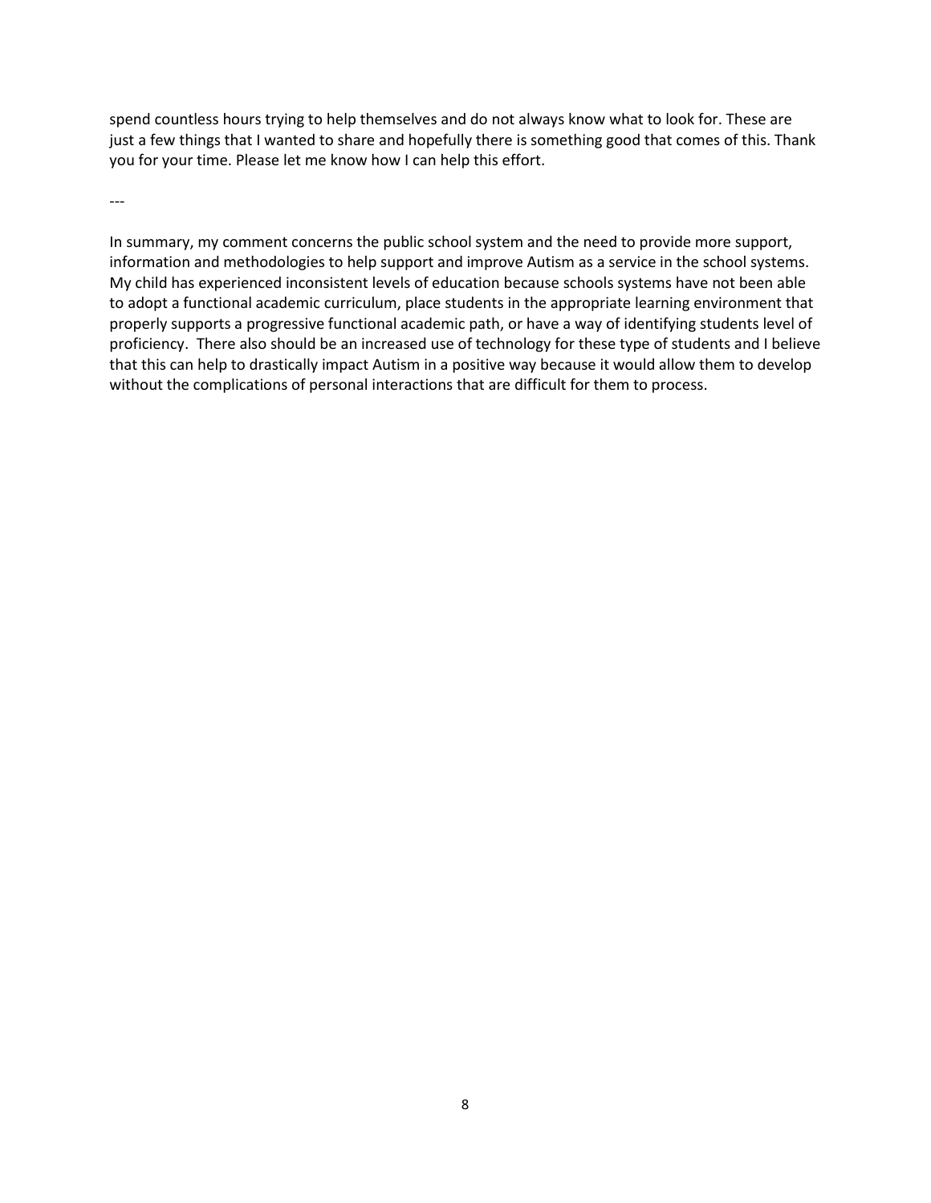spend countless hours trying to help themselves and do not always know what to look for. These are just a few things that I wanted to share and hopefully there is something good that comes of this. Thank you for your time. Please let me know how I can help this effort.

---

In summary, my comment concerns the public school system and the need to provide more support, information and methodologies to help support and improve Autism as a service in the school systems. My child has experienced inconsistent levels of education because schools systems have not been able to adopt a functional academic curriculum, place students in the appropriate learning environment that properly supports a progressive functional academic path, or have a way of identifying students level of proficiency. There also should be an increased use of technology for these type of students and I believe that this can help to drastically impact Autism in a positive way because it would allow them to develop without the complications of personal interactions that are difficult for them to process.